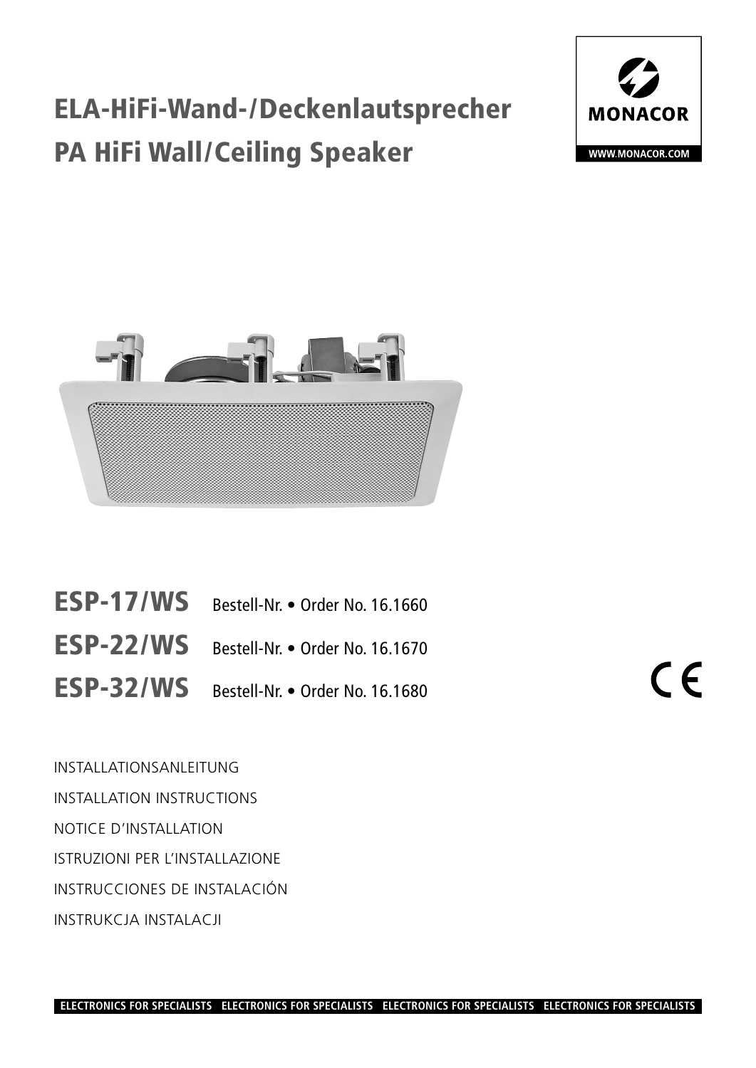# ELA-HiFi-Wand-/Deckenlautsprecher
# PA HiFi Wall/Ceiling Speaker

MONACOR

WWW.MONACOR.COM

**ESP-17/WS** Bestell-Nr. • Order No. 16.1660

**ESP-22/WS** Bestell-Nr. • Order No. 16.1670

**ESP-32/WS** Bestell-Nr. • Order No. 16.1680

CE

INSTALLATIONSANLEITUNG

INSTALLATION INSTRUCTIONS

NOTICE D'INSTALLATION

ISTRUZIONI PER L'INSTALLAZIONE

INSTRUCCIONES DE INSTALACIÓN

INSTRUKCJA INSTALACJI

ELECTRONICS FOR SPECIALISTS ELECTRONICS FOR SPECIALISTS ELECTRONICS FOR SPECIALISTS ELECTRONICS FOR SPECIALISTS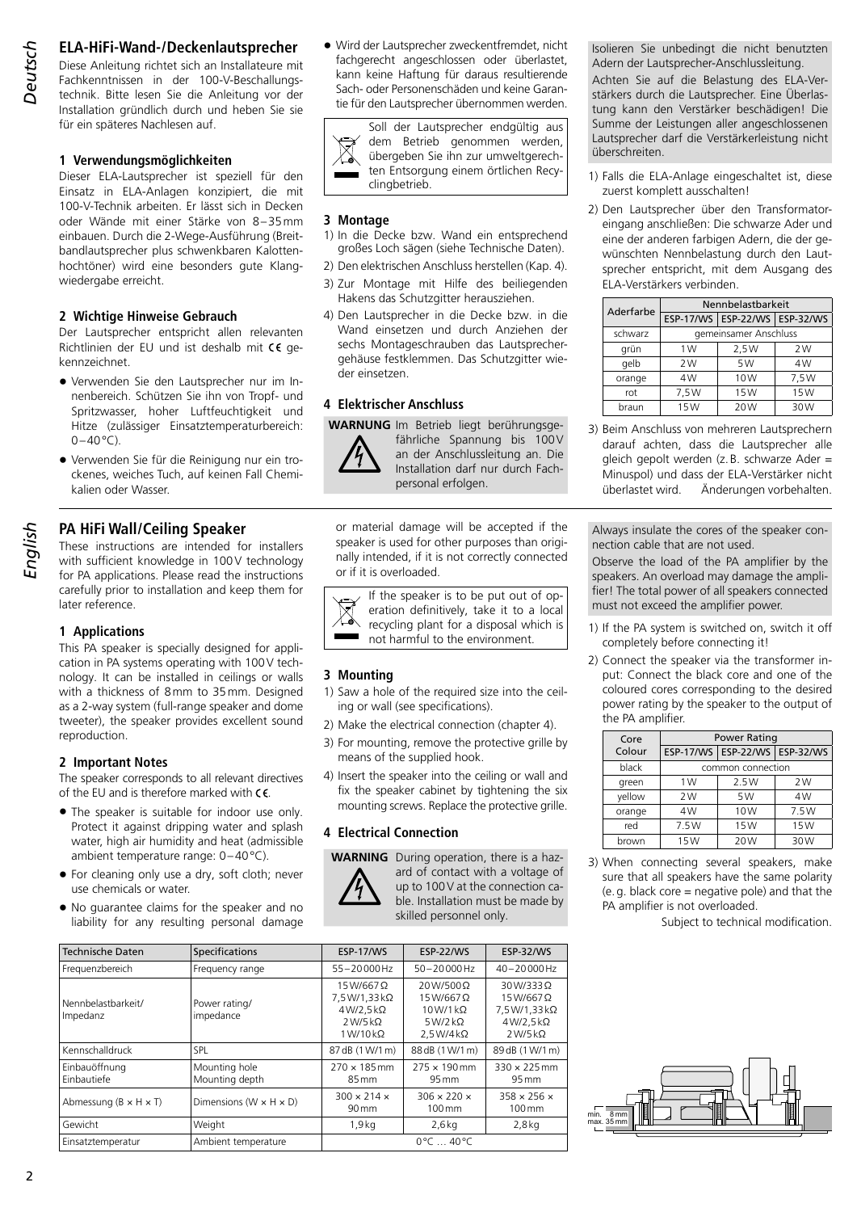# Deutsch

## ELA-HiFi-Wand-/Deckenlautsprecher

Diese Anleitung richtet sich an Installateure mit Fachkenntnissen in der 100-V-Beschallungstechnik. Bitte lesen Sie die Anleitung vor der Installation gründlich durch und heben Sie sie für ein späteres Nachlesen auf.

### 1 Verwendungsmöglichkeiten

Dieser ELA-Lautsprecher ist speziell für den Einsatz in ELA-Anlagen konzipiert, die mit 100-V-Technik arbeiten. Er lässt sich in Decken oder Wände mit einer Stärke von 8–35 mm einbauen. Durch die 2-Wege-Ausführung (Breitbandlautsprecher plus schwenkbaren Kalottenhochtöner) wird eine besonders gute Klangwiedergabe erreicht.

### 2 Wichtige Hinweise Gebrauch

Der Lautsprecher entspricht allen relevanten Richtlinien der EU und ist deshalb mit CE gekennzeichnet.

- Verwenden Sie den Lautsprecher nur im Innenbereich. Schützen Sie ihn von Tropf- und Spritzwasser, hoher Luftfeuchtigkeit und Hitze (zulässiger Einsatztemperaturbereich: 0–40 °C).
- Verwenden Sie für die Reinigung nur ein trockenes, weiches Tuch, auf keinen Fall Chemikalien oder Wasser.
- Wird der Lautsprecher zweckentfremdet, nicht fachgerecht angeschlossen oder überlastet, kann keine Haftung für daraus resultierende Sach- oder Personenschäden und keine Garantie für den Lautsprecher übernommen werden.

Soll der Lautsprecher endgültig aus dem Betrieb genommen werden, übergeben Sie ihn zur umweltgerechten Entsorgung einem örtlichen Recyclingbetrieb.

### 3 Montage

1) In die Decke bzw. Wand ein entsprechend großes Loch sägen (siehe Technische Daten).
2) Den elektrischen Anschluss herstellen (Kap. 4).
3) Zur Montage mit Hilfe des beiliegenden Hakens das Schutzgitter herausziehen.
4) Den Lautsprecher in die Decke bzw. in die Wand einsetzen und durch Anziehen der sechs Montageschrauben das Lautsprechergehäuse festklemmen. Das Schutzgitter wieder einsetzen.

### 4 Elektrischer Anschluss

**WARNUNG** Im Betrieb liegt berührungsgefährliche Spannung bis 100 V an der Anschlussleitung an. Die Installation darf nur durch Fachpersonal erfolgen.

Isolieren Sie unbedingt die nicht benutzten Adern der Lautsprecher-Anschlussleitung.

Achten Sie auf die Belastung des ELA-Verstärkers durch die Lautsprecher. Eine Überlastung kann den Verstärker beschädigen! Die Summe der Leistungen aller angeschlossenen Lautsprecher darf die Verstärkerleistung nicht überschreiten.

1) Falls die ELA-Anlage eingeschaltet ist, diese zuerst komplett ausschalten!
2) Den Lautsprecher über den Transformatoreingang anschließen: Die schwarze Ader und eine der anderen farbigen Adern, die der gewünschten Nennbelastung durch den Lautsprecher entspricht, mit dem Ausgang des ELA-Verstärkers verbinden.

| Aderfarbe | Nennbelastbarkeit | | |
|---|---|---|---|
| | ESP-17/WS | ESP-22/WS | ESP-32/WS |
| schwarz | gemeinsamer Anschluss | | |
| grün | 1 W | 2,5 W | 2 W |
| gelb | 2 W | 5 W | 4 W |
| orange | 4 W | 10 W | 7,5 W |
| rot | 7,5 W | 15 W | 15 W |
| braun | 15 W | 20 W | 30 W |

3) Beim Anschluss von mehreren Lautsprechern darauf achten, dass die Lautsprecher alle gleich gepolt werden (z. B. schwarze Ader = Minuspol) und dass der ELA-Verstärker nicht überlastet wird.

Änderungen vorbehalten.

# English

## PA HiFi Wall/Ceiling Speaker

These instructions are intended for installers with sufficient knowledge in 100 V technology for PA applications. Please read the instructions carefully prior to installation and keep them for later reference.

### 1 Applications

This PA speaker is specially designed for application in PA systems operating with 100 V technology. It can be installed in ceilings or walls with a thickness of 8 mm to 35 mm. Designed as a 2-way system (full-range speaker and dome tweeter), the speaker provides excellent sound reproduction.

### 2 Important Notes

The speaker corresponds to all relevant directives of the EU and is therefore marked with CE.

- The speaker is suitable for indoor use only. Protect it against dripping water and splash water, high air humidity and heat (admissible ambient temperature range: 0–40 °C).
- For cleaning only use a dry, soft cloth; never use chemicals or water.
- No guarantee claims for the speaker and no liability for any resulting personal damage or material damage will be accepted if the speaker is used for other purposes than originally intended, if it is not correctly connected or if it is overloaded.

If the speaker is to be put out of operation definitively, take it to a local recycling plant for a disposal which is not harmful to the environment.

### 3 Mounting

1) Saw a hole of the required size into the ceiling or wall (see specifications).
2) Make the electrical connection (chapter 4).
3) For mounting, remove the protective grille by means of the supplied hook.
4) Insert the speaker into the ceiling or wall and fix the speaker cabinet by tightening the six mounting screws. Replace the protective grille.

### 4 Electrical Connection

**WARNING** During operation, there is a hazard of contact with a voltage of up to 100 V at the connection cable. Installation must be made by skilled personnel only.

Always insulate the cores of the speaker connection cable that are not used.

Observe the load of the PA amplifier by the speakers. An overload may damage the amplifier! The total power of all speakers connected must not exceed the amplifier power.

1) If the PA system is switched on, switch it off completely before connecting it!
2) Connect the speaker via the transformer input: Connect the black core and one of the coloured cores corresponding to the desired power rating by the speaker to the output of the PA amplifier.

| Core Colour | Power Rating | | |
|---|---|---|---|
| | ESP-17/WS | ESP-22/WS | ESP-32/WS |
| black | common connection | | |
| green | 1 W | 2.5 W | 2 W |
| yellow | 2 W | 5 W | 4 W |
| orange | 4 W | 10 W | 7.5 W |
| red | 7.5 W | 15 W | 15 W |
| brown | 15 W | 20 W | 30 W |

3) When connecting several speakers, make sure that all speakers have the same polarity (e. g. black core = negative pole) and that the PA amplifier is not overloaded.

Subject to technical modification.

| Technische Daten | Specifications | ESP-17/WS | ESP-22/WS | ESP-32/WS |
|---|---|---|---|---|
| Frequenzbereich | Frequency range | 55–20 000 Hz | 50–20 000 Hz | 40–20 000 Hz |
| Nennbelastbarkeit/ Impedanz | Power rating/ impedance | 15 W/667 Ω<br>7,5 W/1,33 kΩ<br>4 W/2,5 kΩ<br>2 W/5 kΩ<br>1 W/10 kΩ | 20 W/500 Ω<br>15 W/667 Ω<br>10 W/1 kΩ<br>5 W/2 kΩ<br>2,5 W/4 kΩ | 30 W/333 Ω<br>15 W/667 Ω<br>7,5 W/1,33 kΩ<br>4 W/2,5 kΩ<br>2 W/5 kΩ |
| Kennschalldruck | SPL | 87 dB (1 W/1 m) | 88 dB (1 W/1 m) | 89 dB (1 W/1 m) |
| Einbauöffnung<br>Einbautiefe | Mounting hole<br>Mounting depth | 270 × 185 mm<br>85 mm | 275 × 190 mm<br>95 mm | 330 × 225 mm<br>95 mm |
| Abmessung (B × H × T) | Dimensions (W × H × D) | 300 × 214 × 90 mm | 306 × 220 × 100 mm | 358 × 256 × 100 mm |
| Gewicht | Weight | 1,9 kg | 2,6 kg | 2,8 kg |
| Einsatztemperatur | Ambient temperature | 0 °C … 40 °C | | |

min. 8 mm
max. 35 mm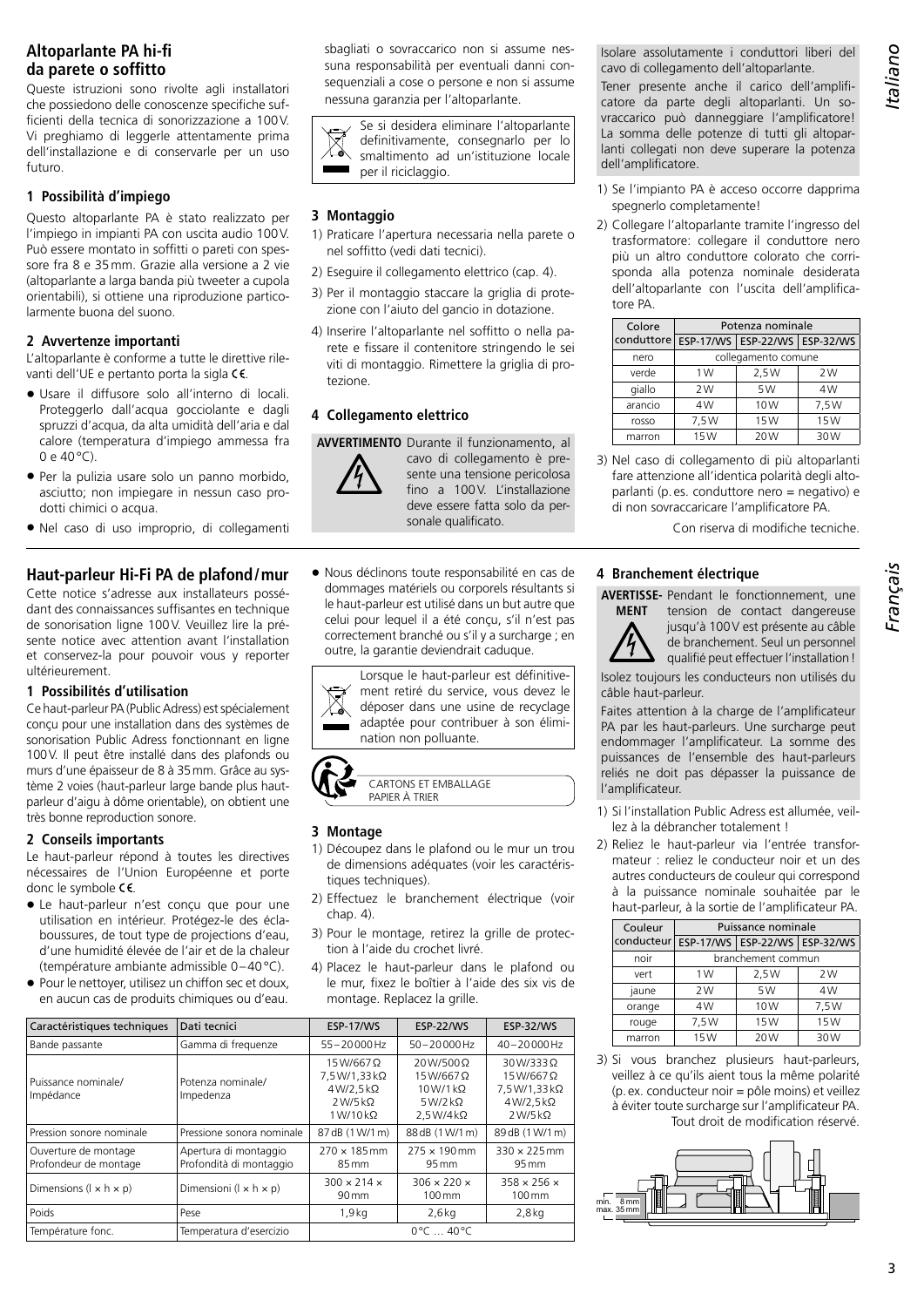## Altoparlante PA hi-fi da parete o soffitto

Queste istruzioni sono rivolte agli installatori che possiedono delle conoscenze specifiche sufficienti della tecnica di sonorizzazione a 100V. Vi preghiamo di leggerle attentamente prima dell'installazione e di conservarle per un uso futuro.

### 1 Possibilità d'impiego

Questo altoparlante PA è stato realizzato per l'impiego in impianti PA con uscita audio 100V. Può essere montato in soffitti o pareti con spessore fra 8 e 35mm. Grazie alla versione a 2 vie (altoparlante a larga banda più tweeter a cupola orientabili), si ottiene una riproduzione particolarmente buona del suono.

### 2 Avvertenze importanti

L'altoparlante è conforme a tutte le direttive rilevanti dell'UE e pertanto porta la sigla CE.

- Usare il diffusore solo all'interno di locali. Proteggerlo dall'acqua gocciolante e dagli spruzzi d'acqua, da alta umidità dell'aria e dal calore (temperatura d'impiego ammessa fra 0 e 40°C).
- Per la pulizia usare solo un panno morbido, asciutto; non impiegare in nessun caso prodotti chimici o acqua.
- Nel caso di uso improprio, di collegamenti sbagliati o sovraccarico non si assume nessuna responsabilità per eventuali danni consequenziali a cose o persone e non si assume nessuna garanzia per l'altoparlante.

Se si desidera eliminare l'altoparlante definitivamente, consegnarlo per lo smaltimento ad un'istituzione locale per il riciclaggio.

### 3 Montaggio

1) Praticare l'apertura necessaria nella parete o nel soffitto (vedi dati tecnici).
2) Eseguire il collegamento elettrico (cap. 4).
3) Per il montaggio staccare la griglia di protezione con l'aiuto del gancio in dotazione.
4) Inserire l'altoparlante nel soffitto o nella parete e fissare il contenitore stringendo le sei viti di montaggio. Rimettere la griglia di protezione.

### 4 Collegamento elettrico

**AVVERTIMENTO** Durante il funzionamento, al cavo di collegamento è presente una tensione pericolosa fino a 100V. L'installazione deve essere fatta solo da personale qualificato.

Isolare assolutamente i conduttori liberi del cavo di collegamento dell'altoparlante.

Tener presente anche il carico dell'amplificatore da parte degli altoparlanti. Un sovraccarico può danneggiare l'amplificatore! La somma delle potenze di tutti gli altoparlanti collegati non deve superare la potenza dell'amplificatore.

1) Se l'impianto PA è acceso occorre dapprima spegnerlo completamente!
2) Collegare l'altoparlante tramite l'ingresso del trasformatore: collegare il conduttore nero più un altro conduttore colorato che corrisponda alla potenza nominale desiderata dell'altoparlante con l'uscita dell'amplificatore PA.

| Colore conduttore | Potenza nominale | | |
|---|---|---|---|
| | ESP-17/WS | ESP-22/WS | ESP-32/WS |
| nero | collegamento comune | | |
| verde | 1W | 2,5W | 2W |
| giallo | 2W | 5W | 4W |
| arancio | 4W | 10W | 7,5W |
| rosso | 7,5W | 15W | 15W |
| marron | 15W | 20W | 30W |

3) Nel caso di collegamento di più altoparlanti fare attenzione all'identica polarità degli altoparlanti (p.es. conduttore nero = negativo) e di non sovraccaricare l'amplificatore PA.

Con riserva di modifiche tecniche.

## Haut-parleur Hi-Fi PA de plafond/mur

Cette notice s'adresse aux installateurs possédant des connaissances suffisantes en technique de sonorisation ligne 100V. Veuillez lire la présente notice avec attention avant l'installation et conservez-la pour pouvoir vous y reporter ultérieurement.

### 1 Possibilités d'utilisation

Ce haut-parleur PA (Public Adress) est spécialement conçu pour une installation dans des systèmes de sonorisation Public Adress fonctionnant en ligne 100V. Il peut être installé dans des plafonds ou murs d'une épaisseur de 8 à 35mm. Grâce au système 2 voies (haut-parleur large bande plus haut-parleur d'aigu à dôme orientable), on obtient une très bonne reproduction sonore.

### 2 Conseils importants

Le haut-parleur répond à toutes les directives nécessaires de l'Union Européenne et porte donc le symbole CE.

- Le haut-parleur n'est conçu que pour une utilisation en intérieur. Protégez-le des éclaboussures, de tout type de projections d'eau, d'une humidité élevée de l'air et de la chaleur (température ambiante admissible 0–40°C).
- Pour le nettoyer, utilisez un chiffon sec et doux, en aucun cas de produits chimiques ou d'eau.
- Nous déclinons toute responsabilité en cas de dommages matériels ou corporels résultants si le haut-parleur est utilisé dans un but autre que celui pour lequel il a été conçu, s'il n'est pas correctement branché ou s'il y a surcharge ; en outre, la garantie deviendrait caduque.

Lorsque le haut-parleur est définitivement retiré du service, vous devez le déposer dans une usine de recyclage adaptée pour contribuer à son élimination non polluante.

CARTONS ET EMBALLAGE PAPIER À TRIER

### 3 Montage

1) Découpez dans le plafond ou le mur un trou de dimensions adéquates (voir les caractéristiques techniques).
2) Effectuez le branchement électrique (voir chap. 4).
3) Pour le montage, retirez la grille de protection à l'aide du crochet livré.
4) Placez le haut-parleur dans le plafond ou le mur, fixez le boîtier à l'aide des six vis de montage. Replacez la grille.

### 4 Branchement électrique

**AVERTISSEMENT** Pendant le fonctionnement, une tension de contact dangereuse jusqu'à 100V est présente au câble de branchement. Seul un personnel qualifié peut effectuer l'installation !

Isolez toujours les conducteurs non utilisés du câble haut-parleur.

Faites attention à la charge de l'amplificateur PA par les haut-parleurs. Une surcharge peut endommager l'amplificateur. La somme des puissances de l'ensemble des haut-parleurs reliés ne doit pas dépasser la puissance de l'amplificateur.

1) Si l'installation Public Adress est allumée, veillez à la débrancher totalement !
2) Reliez le haut-parleur via l'entrée transformateur : reliez le conducteur noir et un des autres conducteurs de couleur qui correspond à la puissance nominale souhaitée par le haut-parleur, à la sortie de l'amplificateur PA.

| Couleur conducteur | Puissance nominale | | |
|---|---|---|---|
| | ESP-17/WS | ESP-22/WS | ESP-32/WS |
| noir | branchement commun | | |
| vert | 1W | 2,5W | 2W |
| jaune | 2W | 5W | 4W |
| orange | 4W | 10W | 7,5W |
| rouge | 7,5W | 15W | 15W |
| marron | 15W | 20W | 30W |

3) Si vous branchez plusieurs haut-parleurs, veillez à ce qu'ils aient tous la même polarité (p.ex. conducteur noir = pôle moins) et veillez à éviter toute surcharge sur l'amplificateur PA.

Tout droit de modification réservé.

| Caractéristiques techniques | Dati tecnici | ESP-17/WS | ESP-22/WS | ESP-32/WS |
|---|---|---|---|---|
| Bande passante | Gamma di frequenze | 55–20000Hz | 50–20000Hz | 40–20000Hz |
| Puissance nominale/ Impédance | Potenza nominale/ Impedenza | 15W/667Ω<br>7,5W/1,33kΩ<br>4W/2,5kΩ<br>2W/5kΩ<br>1W/10kΩ | 20W/500Ω<br>15W/667Ω<br>10W/1kΩ<br>5W/2kΩ<br>2,5W/4kΩ | 30W/333Ω<br>15W/667Ω<br>7,5W/1,33kΩ<br>4W/2,5kΩ<br>2W/5kΩ |
| Pression sonore nominale | Pressione sonora nominale | 87dB (1W/1m) | 88dB (1W/1m) | 89dB (1W/1m) |
| Ouverture de montage<br>Profondeur de montage | Apertura di montaggio<br>Profondità di montaggio | 270 × 185mm<br>85mm | 275 × 190mm<br>95mm | 330 × 225mm<br>95mm |
| Dimensions (l × h × p) | Dimensioni (l × h × p) | 300 × 214 × 90mm | 306 × 220 × 100mm | 358 × 256 × 100mm |
| Poids | Pese | 1,9kg | 2,6kg | 2,8kg |
| Température fonc. | Temperatura d'esercizio | 0°C … 40°C | | |

min. 8mm
max. 35mm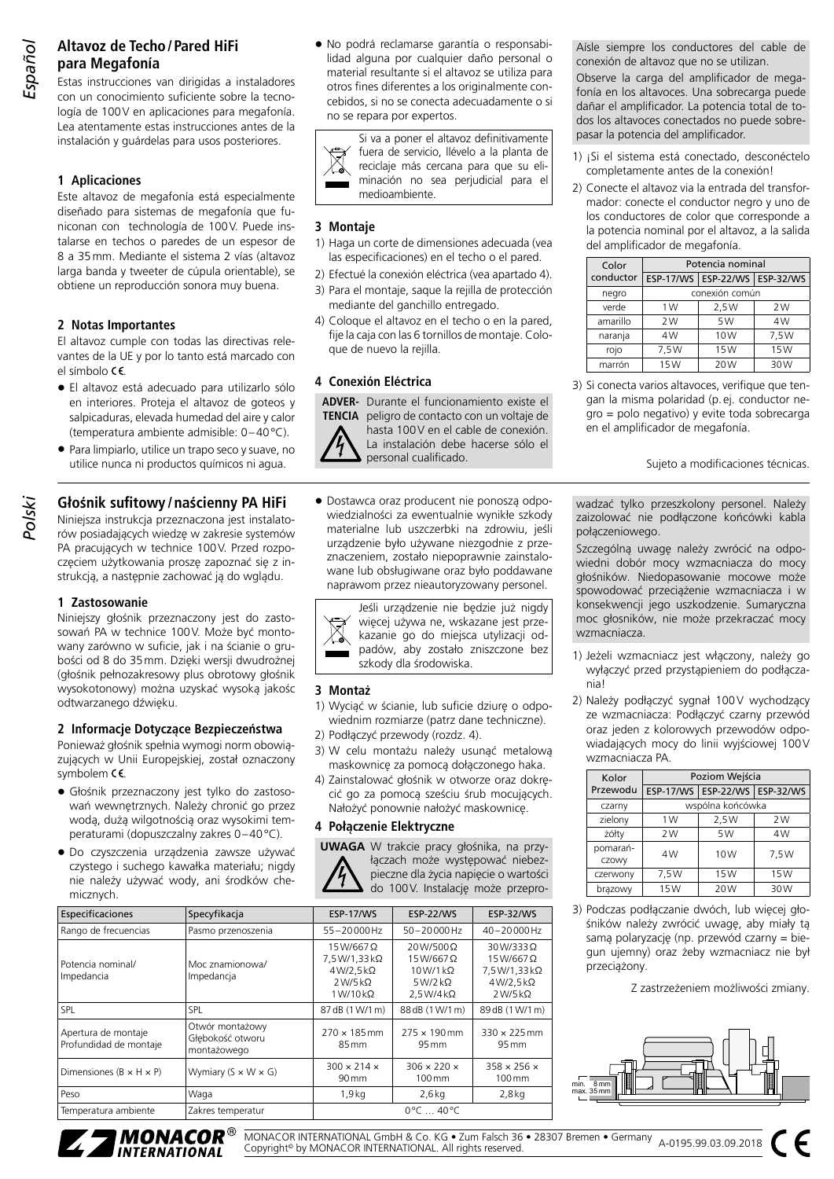*Español*

## Altavoz de Techo / Pared HiFi para Megafonía

Estas instrucciones van dirigidas a instaladores con un conocimiento suficiente sobre la tecnología de 100 V en aplicaciones para megafonía. Lea atentamente estas instrucciones antes de la instalación y guárdelas para usos posteriores.

### 1 Aplicaciones

Este altavoz de megafonía está especialmente diseñado para sistemas de megafonía que funcionan con technología de 100 V. Puede instalarse en techos o paredes de un espesor de 8 a 35 mm. Mediante el sistema 2 vías (altavoz larga banda y tweeter de cúpula orientable), se obtiene un reproducción sonora muy buena.

### 2 Notas Importantes

El altavoz cumple con todas las directivas relevantes de la UE y por lo tanto está marcado con el símbolo CE.

- El altavoz está adecuado para utilizarlo sólo en interiores. Proteja el altavoz de goteos y salpicaduras, elevada humedad del aire y calor (temperatura ambiente admisible: 0 – 40 °C).
- Para limpiarlo, utilice un trapo seco y suave, no utilice nunca ni productos químicos ni agua.
- No podrá reclamarse garantía o responsabilidad alguna por cualquier daño personal o material resultante si el altavoz se utiliza para otros fines diferentes a los originalmente concebidos, si no se conecta adecuadamente o si no se repara por expertos.

Si va a poner el altavoz definitivamente fuera de servicio, llévelo a la planta de reciclaje más cercana para que su eliminación no sea perjudicial para el medioambiente.

### 3 Montaje

1) Haga un corte de dimensiones adecuada (vea las especificaciones) en el techo o el pared.
2) Efectué la conexión eléctrica (vea apartado 4).
3) Para el montaje, saque la rejilla de protección mediante del ganchillo entregado.
4) Coloque el altavoz en el techo o en la pared, fije la caja con los 6 tornillos de montaje. Coloque de nuevo la rejilla.

### 4 Conexión Eléctrica

**ADVERTENCIA** Durante el funcionamiento existe el peligro de contacto con un voltaje de hasta 100 V en el cable de conexión. La instalación debe hacerse sólo el personal cualificado.

Aísle siempre los conductores del cable de conexión de altavoz que no se utilizan.

Observe la carga del amplificador de megafonía en los altavoces. Una sobrecarga puede dañar el amplificador. La potencia total de todos los altavoces conectados no puede sobrepasar la potencia del amplificador.

1) ¡Si el sistema está conectado, desconéctelo completamente antes de la conexión!
2) Conecte el altavoz via la entrada del transformador: conecte el conductor negro y uno de los conductores de color que corresponde a la potencia nominal por el altavoz, a la salida del amplificador de megafonía.

| Color conductor | Potencia nominal | | |
|---|---|---|---|
| | ESP-17/WS | ESP-22/WS | ESP-32/WS |
| negro | conexión común | | |
| verde | 1 W | 2,5 W | 2 W |
| amarillo | 2 W | 5 W | 4 W |
| naranja | 4 W | 10 W | 7,5 W |
| rojo | 7,5 W | 15 W | 15 W |
| marrón | 15 W | 20 W | 30 W |

3) Si conecta varios altavoces, verifique que tengan la misma polaridad (p. ej. conductor negro = polo negativo) y evite toda sobrecarga en el amplificador de megafonía.

Sujeto a modificaciones técnicas.

*Polski*

## Głośnik sufitowy / naścienny PA HiFi

Niniejsza instrukcja przeznaczona jest instalatorów posiadających wiedzę w zakresie systemów PA pracujących w technice 100 V. Przed rozpoczęciem użytkowania proszę zapoznać się z instrukcją, a następnie zachować ją do wglądu.

### 1 Zastosowanie

Niniejszy głośnik przeznaczony jest do zastosowań PA w technice 100 V. Może być montowany zarówno w suficie, jak i na ścianie o grubości od 8 do 35 mm. Dzięki wersji dwudrożnej (głośnik pełnozakresowy plus obrotowy głośnik wysokotonowy) można uzyskać wysoką jakość odtwarzanego dźwięku.

### 2 Informacje Dotyczące Bezpieczeństwa

Ponieważ głośnik spełnia wymogi norm obowiązujących w Unii Europejskiej, został oznaczony symbolem CE.

- Głośnik przeznaczony jest tylko do zastosowań wewnętrznych. Należy chronić go przez wodą, dużą wilgotnością oraz wysokimi temperaturami (dopuszczalny zakres 0 – 40 °C).
- Do czyszczenia urządzenia zawsze używać czystego i suchego kawałka materiału; nigdy nie należy używać wody, ani środków chemicznych.
- Dostawca oraz producent nie ponoszą odpowiedzialności za ewentualne wynikłe szkody materialne lub uszczerbki na zdrowiu, jeśli urządzenie było używane niezgodnie z przeznaczeniem, zostało niepoprawnie zainstalowane lub obsługiwane oraz było poddawane naprawom przez nieautoryzowany personel.

Jeśli urządzenie nie będzie już nigdy więcej używa ne, wskazane jest przekazanie go do miejsca utylizacji odpadów, aby zostało zniszczone bez szkody dla środowiska.

### 3 Montaż

1) Wyciąć w ścianie, lub suficie dziurę o odpowiednim rozmiarze (patrz dane techniczne).
2) Podłączyć przewody (rozdz. 4).
3) W celu montażu należy usunąć metalową maskownicę za pomocą dołączonego haka.
4) Zainstalować głośnik w otworze oraz dokręcić go za pomocą sześciu śrub mocujących. Nałożyć ponownie nałożyć maskownicę.

### 4 Połączenie Elektryczne

**UWAGA** W trakcie pracy głośnika, na przyłączach może występować niebezpieczne dla życia napięcie o wartości do 100 V. Instalację może przeprowadzać tylko przeszkolony personel. Należy zaizolować nie podłączone końcówki kabla połączeniowego.

Szczególną uwagę należy zwrócić na odpowiedni dobór mocy wzmacniacza do mocy głośników. Niedopasowanie mocowe może spowodować przeciążenie wzmacniacza i w konsekwencji jego uszkodzenie. Sumaryczna moc głośników, nie może przekraczać mocy wzmacniacza.

1) Jeżeli wzmacniacz jest włączony, należy go wyłączyć przed przystąpieniem do podłączania!
2) Należy podłączyć sygnał 100 V wychodzący ze wzmacniacza: Podłączyć czarny przewód oraz jeden z kolorowych przewodów odpowiadających mocy do linii wyjściowej 100 V wzmacniacza PA.

| Kolor Przewodu | Poziom Wejścia | | |
|---|---|---|---|
| | ESP-17/WS | ESP-22/WS | ESP-32/WS |
| czarny | wspólna końcówka | | |
| zielony | 1 W | 2,5 W | 2 W |
| żółty | 2 W | 5 W | 4 W |
| pomarańczowy | 4 W | 10 W | 7,5 W |
| czerwony | 7,5 W | 15 W | 15 W |
| brązowy | 15 W | 20 W | 30 W |

3) Podczas podłączanie dwóch, lub więcej głośników należy zwrócić uwagę, aby miały tą samą polaryzację (np. przewód czarny = biegun ujemny) oraz żeby wzmacniacz nie był przeciążony.

Z zastrzeżeniem możliwości zmiany.

| Especificaciones | Specyfikacja | ESP-17/WS | ESP-22/WS | ESP-32/WS |
|---|---|---|---|---|
| Rango de frecuencias | Pasmo przenoszenia | 55 – 20 000 Hz | 50 – 20 000 Hz | 40 – 20 000 Hz |
| Potencia nominal/ Impedancia | Moc znamionowa/ Impedancja | 15 W/667 Ω<br>7,5 W/1,33 kΩ<br>4 W/2,5 kΩ<br>2 W/5 kΩ<br>1 W/10 kΩ | 20 W/500 Ω<br>15 W/667 Ω<br>10 W/1 kΩ<br>5 W/2 kΩ<br>2,5 W/4 kΩ | 30 W/333 Ω<br>15 W/667 Ω<br>7,5 W/1,33 kΩ<br>4 W/2,5 kΩ<br>2 W/5 kΩ |
| SPL | SPL | 87 dB (1 W/1 m) | 88 dB (1 W/1 m) | 89 dB (1 W/1 m) |
| Apertura de montaje<br>Profundidad de montaje | Otwór montażowy<br>Głębokość otworu montażowego | 270 × 185 mm<br>85 mm | 275 × 190 mm<br>95 mm | 330 × 225 mm<br>95 mm |
| Dimensiones (B × H × P) | Wymiary (S × W × G) | 300 × 214 × 90 mm | 306 × 220 × 100 mm | 358 × 256 × 100 mm |
| Peso | Waga | 1,9 kg | 2,6 kg | 2,8 kg |
| Temperatura ambiente | Zakres temperatur | 0 °C … 40 °C | | |

min. 8 mm
max. 35 mm

MONACOR INTERNATIONAL GmbH & Co. KG • Zum Falsch 36 • 28307 Bremen • Germany
Copyright© by MONACOR INTERNATIONAL. All rights reserved.

A-0195.99.03.09.2018